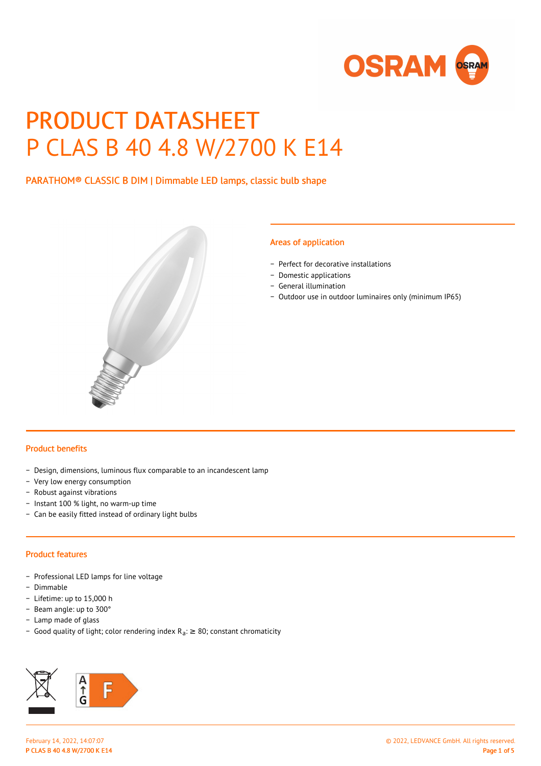# PRODUCT DATASHEET
# P CLAS B 40 4.8 W/2700 K E14

PARATHOM® CLASSIC B DIM | Dimmable LED lamps, classic bulb shape

## Areas of application

- Perfect for decorative installations
- Domestic applications
- General illumination
- Outdoor use in outdoor luminaires only (minimum IP65)

## Product benefits

- Design, dimensions, luminous flux comparable to an incandescent lamp
- Very low energy consumption
- Robust against vibrations
- Instant 100 % light, no warm-up time
- Can be easily fitted instead of ordinary light bulbs

## Product features

- Professional LED lamps for line voltage
- Dimmable
- Lifetime: up to 15,000 h
- Beam angle: up to 300°
- Lamp made of glass
- Good quality of light; color rendering index $R_a$: ≥ 80; constant chromaticity

A ↑ G F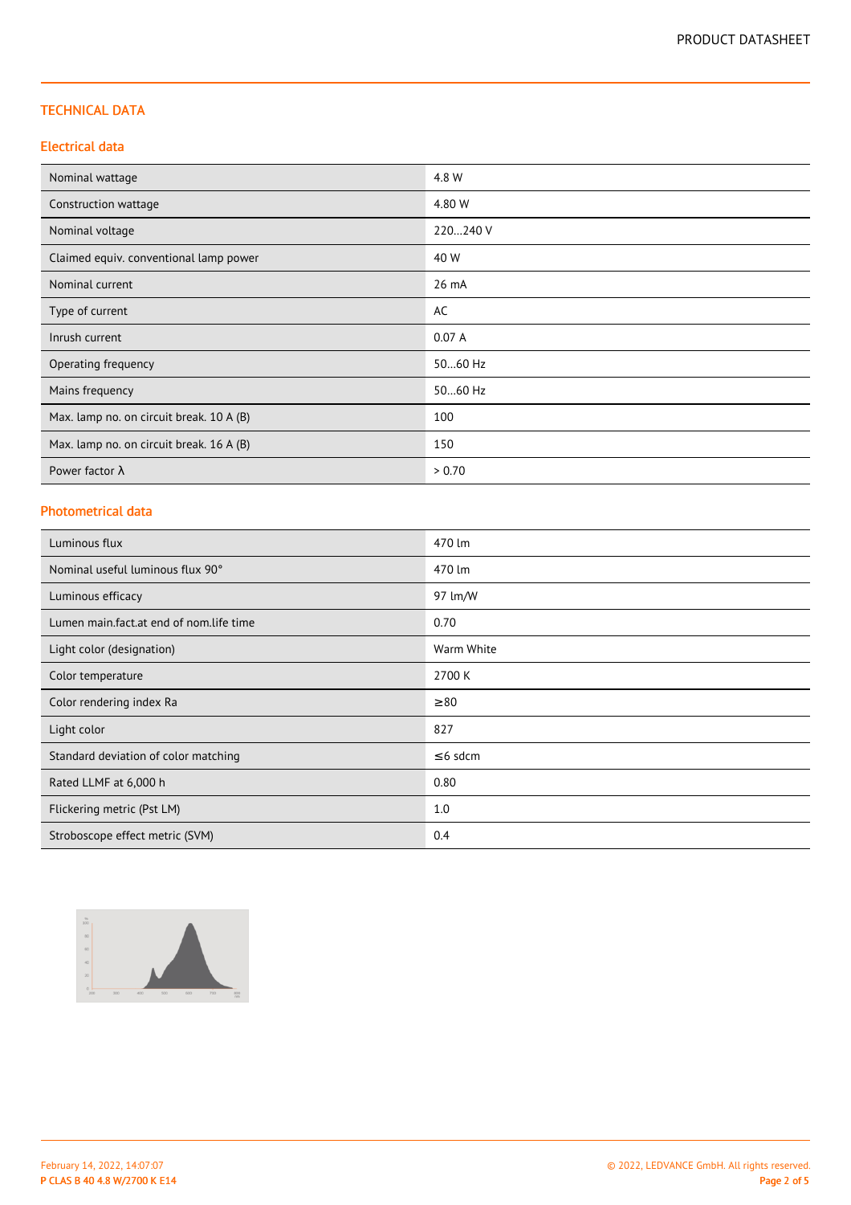## TECHNICAL DATA

### Electrical data

| | |
|---|---|
| Nominal wattage | 4.8 W |
| Construction wattage | 4.80 W |
| Nominal voltage | 220…240 V |
| Claimed equiv. conventional lamp power | 40 W |
| Nominal current | 26 mA |
| Type of current | AC |
| Inrush current | 0.07 A |
| Operating frequency | 50…60 Hz |
| Mains frequency | 50…60 Hz |
| Max. lamp no. on circuit break. 10 A (B) | 100 |
| Max. lamp no. on circuit break. 16 A (B) | 150 |
| Power factor λ | > 0.70 |

### Photometrical data

| | |
|---|---|
| Luminous flux | 470 lm |
| Nominal useful luminous flux 90° | 470 lm |
| Luminous efficacy | 97 lm/W |
| Lumen main.fact.at end of nom.life time | 0.70 |
| Light color (designation) | Warm White |
| Color temperature | 2700 K |
| Color rendering index Ra | ≥80 |
| Light color | 827 |
| Standard deviation of color matching | ≤6 sdcm |
| Rated LLMF at 6,000 h | 0.80 |
| Flickering metric (Pst LM) | 1.0 |
| Stroboscope effect metric (SVM) | 0.4 |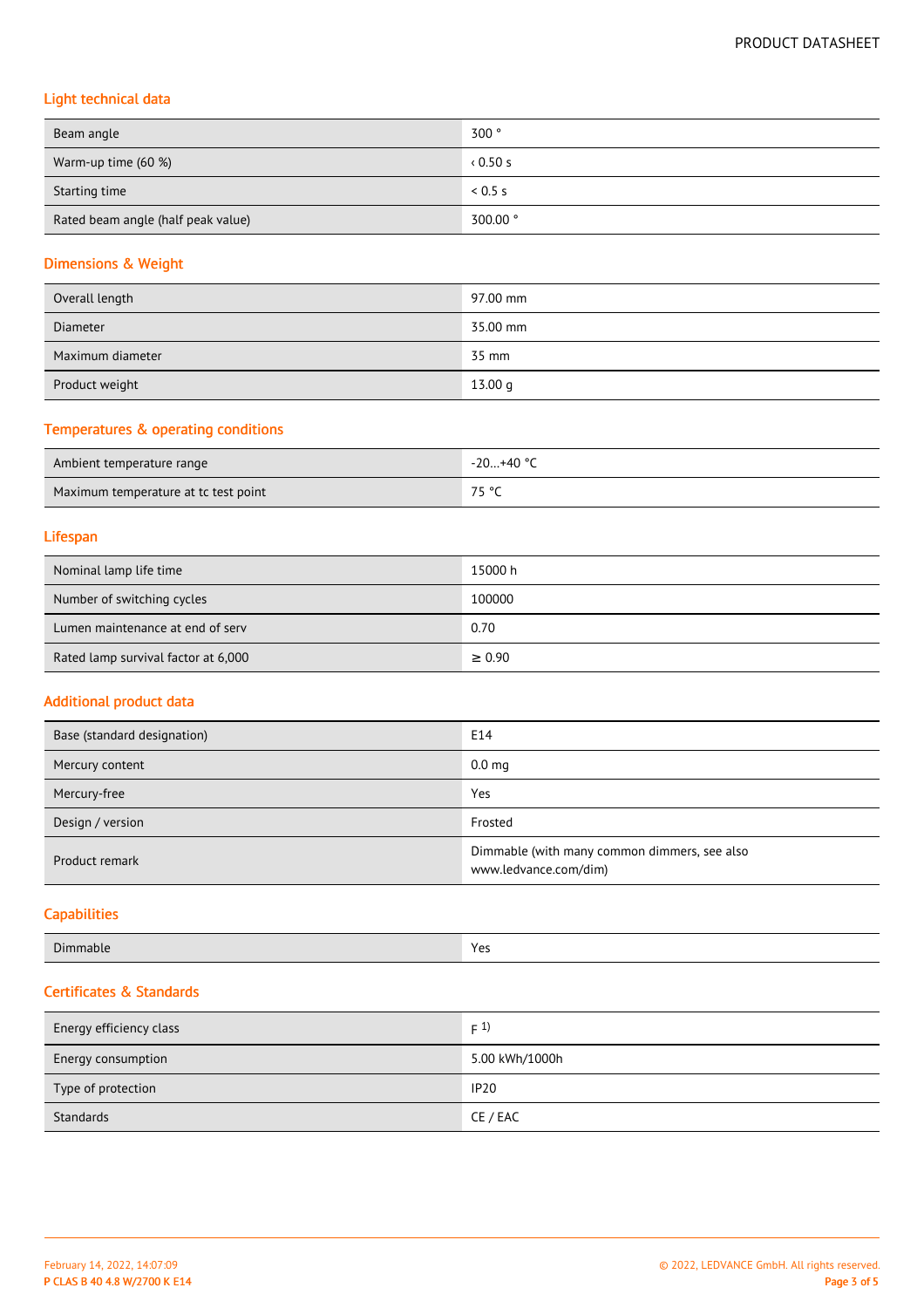## Light technical data

| | |
|---|---|
| Beam angle | 300 ° |
| Warm-up time (60 %) | ‹ 0.50 s |
| Starting time | < 0.5 s |
| Rated beam angle (half peak value) | 300.00 ° |

## Dimensions & Weight

| | |
|---|---|
| Overall length | 97.00 mm |
| Diameter | 35.00 mm |
| Maximum diameter | 35 mm |
| Product weight | 13.00 g |

## Temperatures & operating conditions

| | |
|---|---|
| Ambient temperature range | -20…+40 °C |
| Maximum temperature at tc test point | 75 °C |

## Lifespan

| | |
|---|---|
| Nominal lamp life time | 15000 h |
| Number of switching cycles | 100000 |
| Lumen maintenance at end of serv | 0.70 |
| Rated lamp survival factor at 6,000 | ≥ 0.90 |

## Additional product data

| | |
|---|---|
| Base (standard designation) | E14 |
| Mercury content | 0.0 mg |
| Mercury-free | Yes |
| Design / version | Frosted |
| Product remark | Dimmable (with many common dimmers, see also www.ledvance.com/dim) |

## Capabilities

| | |
|---|---|
| Dimmable | Yes |

## Certificates & Standards

| | |
|---|---|
| Energy efficiency class | F [1)] |
| Energy consumption | 5.00 kWh/1000h |
| Type of protection | IP20 |
| Standards | CE / EAC |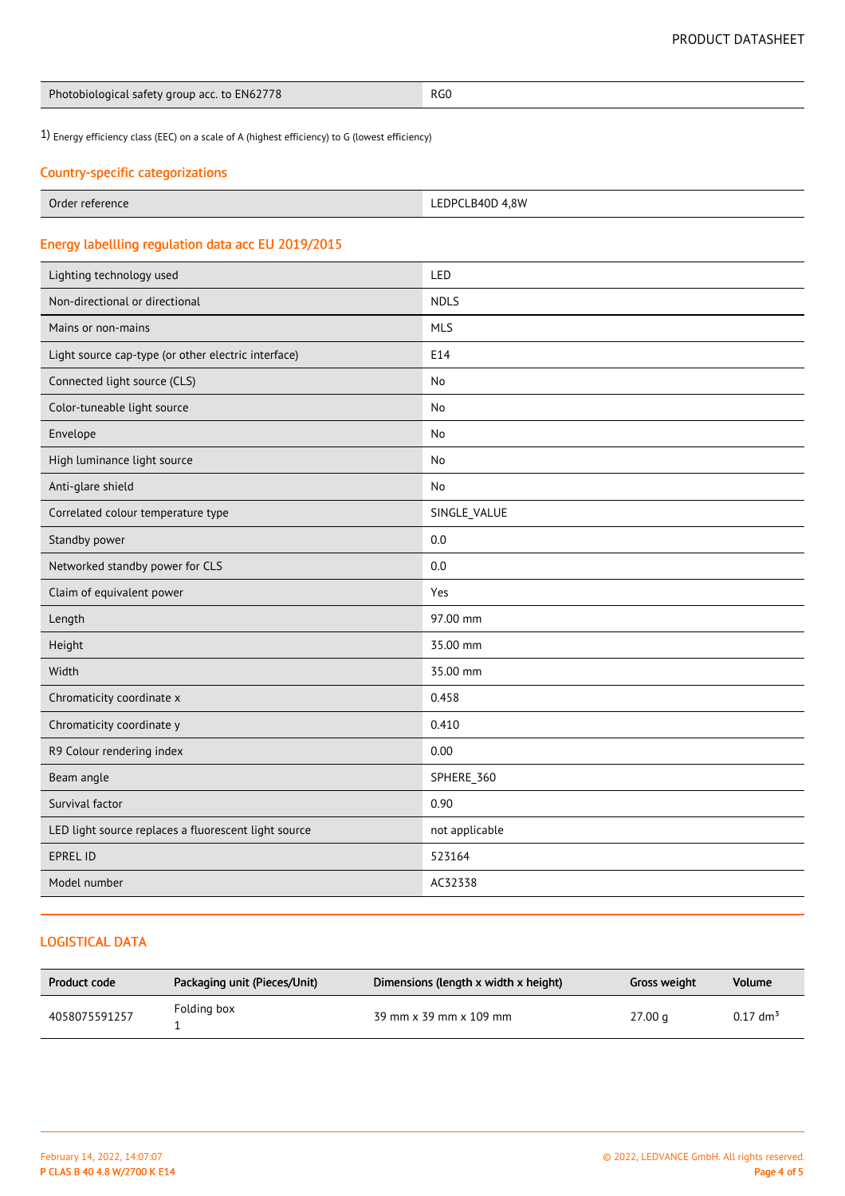| Photobiological safety group acc. to EN62778 | RG0 |
|---|---|

1) Energy efficiency class (EEC) on a scale of A (highest efficiency) to G (lowest efficiency)

## Country-specific categorizations

| Order reference | LEDPCLB40D 4,8W |
|---|---|

## Energy labellling regulation data acc EU 2019/2015

| Lighting technology used | LED |
|---|---|
| Non-directional or directional | NDLS |
| Mains or non-mains | MLS |
| Light source cap-type (or other electric interface) | E14 |
| Connected light source (CLS) | No |
| Color-tuneable light source | No |
| Envelope | No |
| High luminance light source | No |
| Anti-glare shield | No |
| Correlated colour temperature type | SINGLE_VALUE |
| Standby power | 0.0 |
| Networked standby power for CLS | 0.0 |
| Claim of equivalent power | Yes |
| Length | 97.00 mm |
| Height | 35.00 mm |
| Width | 35.00 mm |
| Chromaticity coordinate x | 0.458 |
| Chromaticity coordinate y | 0.410 |
| R9 Colour rendering index | 0.00 |
| Beam angle | SPHERE_360 |
| Survival factor | 0.90 |
| LED light source replaces a fluorescent light source | not applicable |
| EPREL ID | 523164 |
| Model number | AC32338 |

## LOGISTICAL DATA

| Product code | Packaging unit (Pieces/Unit) | Dimensions (length x width x height) | Gross weight | Volume |
|---|---|---|---|---|
| 4058075591257 | Folding box 1 | 39 mm x 39 mm x 109 mm | 27.00 g | 0.17 $dm^3$ |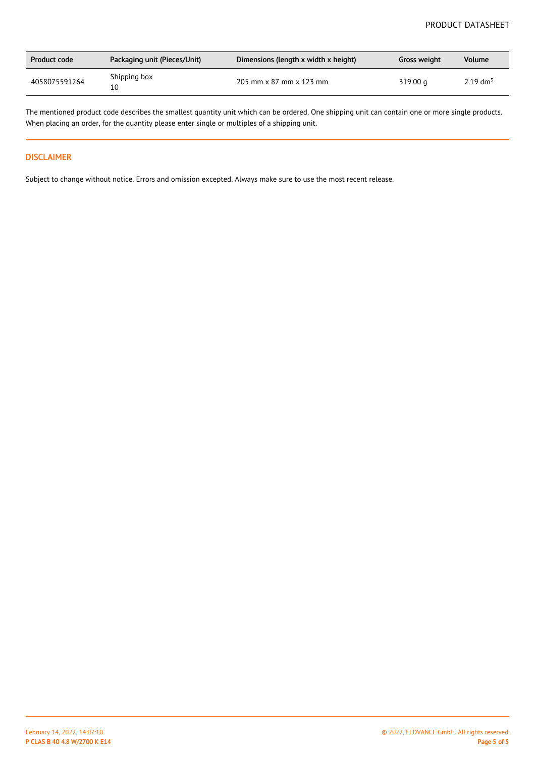| Product code | Packaging unit (Pieces/Unit) | Dimensions (length x width x height) | Gross weight | Volume |
|---|---|---|---|---|
| 4058075591264 | Shipping box 10 | 205 mm x 87 mm x 123 mm | 319.00 g | 2.19 dm³ |

The mentioned product code describes the smallest quantity unit which can be ordered. One shipping unit can contain one or more single products. When placing an order, for the quantity please enter single or multiples of a shipping unit.

## DISCLAIMER

Subject to change without notice. Errors and omission excepted. Always make sure to use the most recent release.